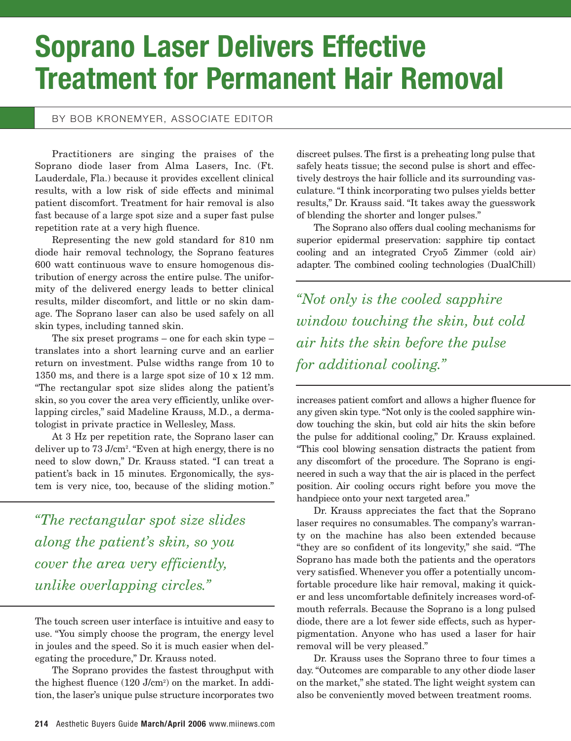# Soprano Laser Delivers Effective Treatment for Permanent Hair Removal

BY BOB KRONEMYER, ASSOCIATE EDITOR

Practitioners are singing the praises of the Soprano diode laser from Alma Lasers, Inc. (Ft. Lauderdale, Fla.) because it provides excellent clinical results, with a low risk of side effects and minimal patient discomfort. Treatment for hair removal is also fast because of a large spot size and a super fast pulse repetition rate at a very high fluence.

Representing the new gold standard for 810 nm diode hair removal technology, the Soprano features 600 watt continuous wave to ensure homogenous distribution of energy across the entire pulse. The uniformity of the delivered energy leads to better clinical results, milder discomfort, and little or no skin damage. The Soprano laser can also be used safely on all skin types, including tanned skin.

The six preset programs – one for each skin type – translates into a short learning curve and an earlier return on investment. Pulse widths range from 10 to 1350 ms, and there is a large spot size of 10 x 12 mm. "The rectangular spot size slides along the patient's skin, so you cover the area very efficiently, unlike overlapping circles," said Madeline Krauss, M.D., a dermatologist in private practice in Wellesley, Mass.

At 3 Hz per repetition rate, the Soprano laser can deliver up to 73 J/cm$^2$. "Even at high energy, there is no need to slow down," Dr. Krauss stated. "I can treat a patient's back in 15 minutes. Ergonomically, the system is very nice, too, because of the sliding motion."

> *"The rectangular spot size slides along the patient's skin, so you cover the area very efficiently, unlike overlapping circles."*

The touch screen user interface is intuitive and easy to use. "You simply choose the program, the energy level in joules and the speed. So it is much easier when delegating the procedure," Dr. Krauss noted.

The Soprano provides the fastest throughput with the highest fluence (120 J/cm$^2$) on the market. In addition, the laser's unique pulse structure incorporates two discreet pulses. The first is a preheating long pulse that safely heats tissue; the second pulse is short and effectively destroys the hair follicle and its surrounding vasculature. "I think incorporating two pulses yields better results," Dr. Krauss said. "It takes away the guesswork of blending the shorter and longer pulses."

The Soprano also offers dual cooling mechanisms for superior epidermal preservation: sapphire tip contact cooling and an integrated Cryo5 Zimmer (cold air) adapter. The combined cooling technologies (DualChill) increases patient comfort and allows a higher fluence for any given skin type. "Not only is the cooled sapphire window touching the skin, but cold air hits the skin before the pulse for additional cooling," Dr. Krauss explained. "This cool blowing sensation distracts the patient from any discomfort of the procedure. The Soprano is engineered in such a way that the air is placed in the perfect position. Air cooling occurs right before you move the handpiece onto your next targeted area."

> *"Not only is the cooled sapphire window touching the skin, but cold air hits the skin before the pulse for additional cooling."*

Dr. Krauss appreciates the fact that the Soprano laser requires no consumables. The company's warranty on the machine has also been extended because "they are so confident of its longevity," she said. "The Soprano has made both the patients and the operators very satisfied. Whenever you offer a potentially uncomfortable procedure like hair removal, making it quicker and less uncomfortable definitely increases word-of-mouth referrals. Because the Soprano is a long pulsed diode, there are a lot fewer side effects, such as hyperpigmentation. Anyone who has used a laser for hair removal will be very pleased."

Dr. Krauss uses the Soprano three to four times a day. "Outcomes are comparable to any other diode laser on the market," she stated. The light weight system can also be conveniently moved between treatment rooms.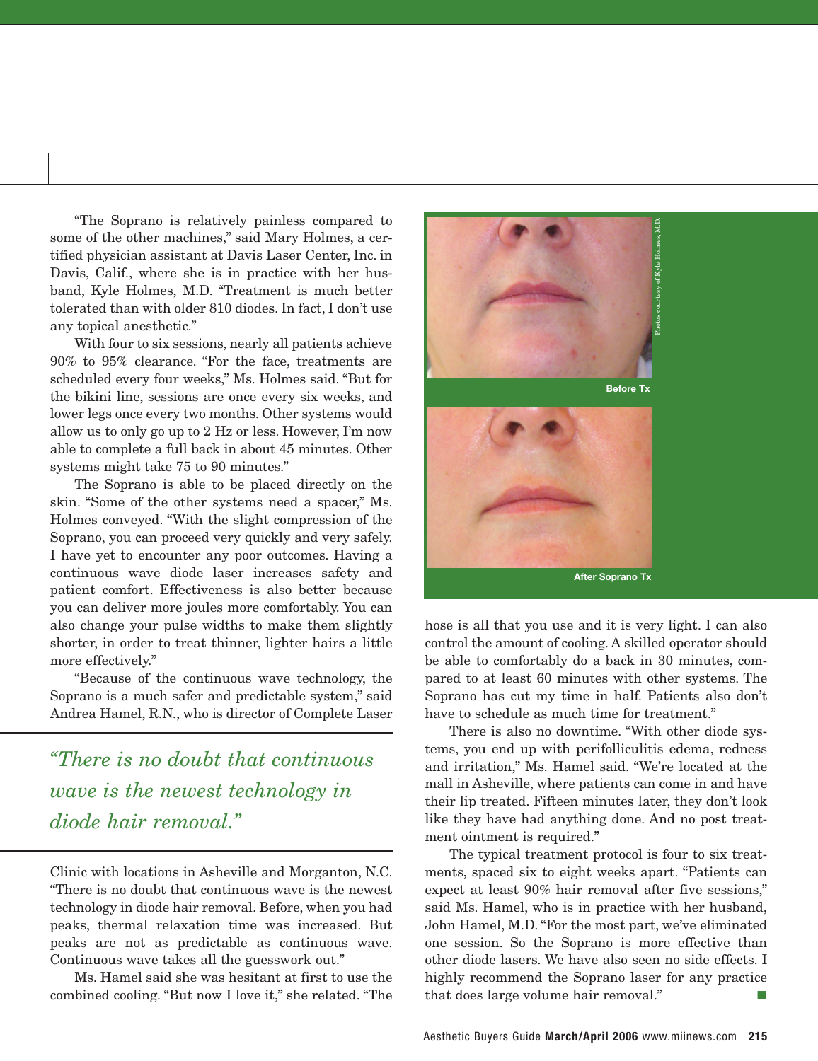"The Soprano is relatively painless compared to some of the other machines," said Mary Holmes, a certified physician assistant at Davis Laser Center, Inc. in Davis, Calif., where she is in practice with her husband, Kyle Holmes, M.D. "Treatment is much better tolerated than with older 810 diodes. In fact, I don't use any topical anesthetic."

With four to six sessions, nearly all patients achieve 90% to 95% clearance. "For the face, treatments are scheduled every four weeks," Ms. Holmes said. "But for the bikini line, sessions are once every six weeks, and lower legs once every two months. Other systems would allow us to only go up to 2 Hz or less. However, I'm now able to complete a full back in about 45 minutes. Other systems might take 75 to 90 minutes."

The Soprano is able to be placed directly on the skin. "Some of the other systems need a spacer," Ms. Holmes conveyed. "With the slight compression of the Soprano, you can proceed very quickly and very safely. I have yet to encounter any poor outcomes. Having a continuous wave diode laser increases safety and patient comfort. Effectiveness is also better because you can deliver more joules more comfortably. You can also change your pulse widths to make them slightly shorter, in order to treat thinner, lighter hairs a little more effectively."

"Because of the continuous wave technology, the Soprano is a much safer and predictable system," said Andrea Hamel, R.N., who is director of Complete Laser Clinic with locations in Asheville and Morganton, N.C. "There is no doubt that continuous wave is the newest technology in diode hair removal. Before, when you had peaks, thermal relaxation time was increased. But peaks are not as predictable as continuous wave. Continuous wave takes all the guesswork out."

*"There is no doubt that continuous wave is the newest technology in diode hair removal."*

Ms. Hamel said she was hesitant at first to use the combined cooling. "But now I love it," she related. "The hose is all that you use and it is very light. I can also control the amount of cooling. A skilled operator should be able to comfortably do a back in 30 minutes, compared to at least 60 minutes with other systems. The Soprano has cut my time in half. Patients also don't have to schedule as much time for treatment."

Photos courtesy of Kyle Holmes, M.D.

Before Tx

After Soprano Tx

There is also no downtime. "With other diode systems, you end up with perifolliculitis edema, redness and irritation," Ms. Hamel said. "We're located at the mall in Asheville, where patients can come in and have their lip treated. Fifteen minutes later, they don't look like they have had anything done. And no post treatment ointment is required."

The typical treatment protocol is four to six treatments, spaced six to eight weeks apart. "Patients can expect at least 90% hair removal after five sessions," said Ms. Hamel, who is in practice with her husband, John Hamel, M.D. "For the most part, we've eliminated one session. So the Soprano is more effective than other diode lasers. We have also seen no side effects. I highly recommend the Soprano laser for any practice that does large volume hair removal." ■